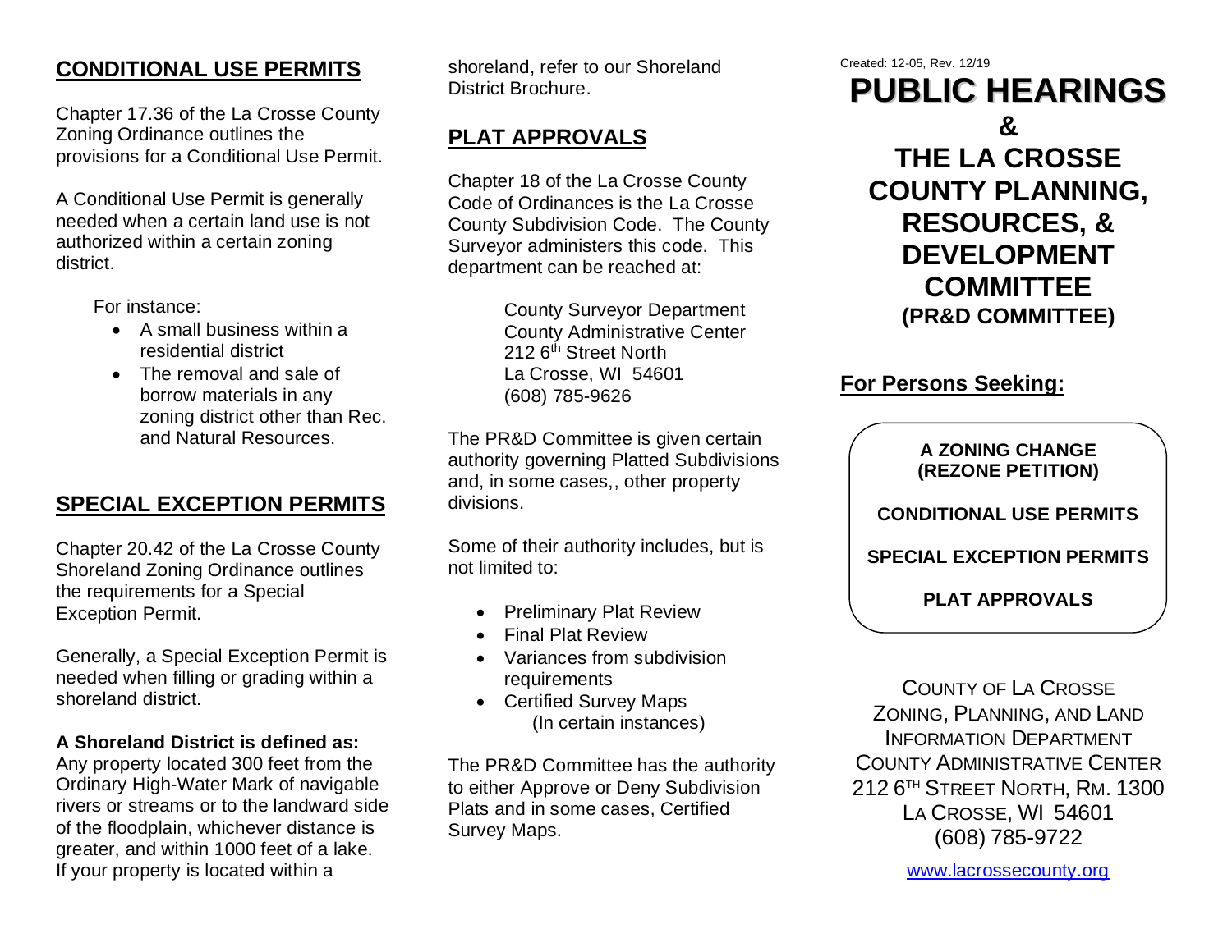## CONDITIONAL USE PERMITS

Chapter 17.36 of the La Crosse County Zoning Ordinance outlines the provisions for a Conditional Use Permit.

A Conditional Use Permit is generally needed when a certain land use is not authorized within a certain zoning district.

For instance:

- A small business within a residential district
- The removal and sale of borrow materials in any zoning district other than Rec. and Natural Resources.

## SPECIAL EXCEPTION PERMITS

Chapter 20.42 of the La Crosse County Shoreland Zoning Ordinance outlines the requirements for a Special Exception Permit.

Generally, a Special Exception Permit is needed when filling or grading within a shoreland district.

**A Shoreland District is defined as:**
Any property located 300 feet from the Ordinary High-Water Mark of navigable rivers or streams or to the landward side of the floodplain, whichever distance is greater, and within 1000 feet of a lake. If your property is located within a shoreland, refer to our Shoreland District Brochure.

## PLAT APPROVALS

Chapter 18 of the La Crosse County Code of Ordinances is the La Crosse County Subdivision Code. The County Surveyor administers this code. This department can be reached at:

County Surveyor Department
County Administrative Center
212 6th Street North
La Crosse, WI 54601
(608) 785-9626

The PR&D Committee is given certain authority governing Platted Subdivisions and, in some cases,, other property divisions.

Some of their authority includes, but is not limited to:

- Preliminary Plat Review
- Final Plat Review
- Variances from subdivision requirements
- Certified Survey Maps (In certain instances)

The PR&D Committee has the authority to either Approve or Deny Subdivision Plats and in some cases, Certified Survey Maps.

Created: 12-05, Rev. 12/19

# PUBLIC HEARINGS
# &
# THE LA CROSSE COUNTY PLANNING, RESOURCES, & DEVELOPMENT COMMITTEE
## (PR&D COMMITTEE)

## For Persons Seeking:

**A ZONING CHANGE (REZONE PETITION)**

**CONDITIONAL USE PERMITS**

**SPECIAL EXCEPTION PERMITS**

**PLAT APPROVALS**

COUNTY OF LA CROSSE
ZONING, PLANNING, AND LAND INFORMATION DEPARTMENT
COUNTY ADMINISTRATIVE CENTER
212 6TH STREET NORTH, RM. 1300
LA CROSSE, WI 54601
(608) 785-9722

www.lacrossecounty.org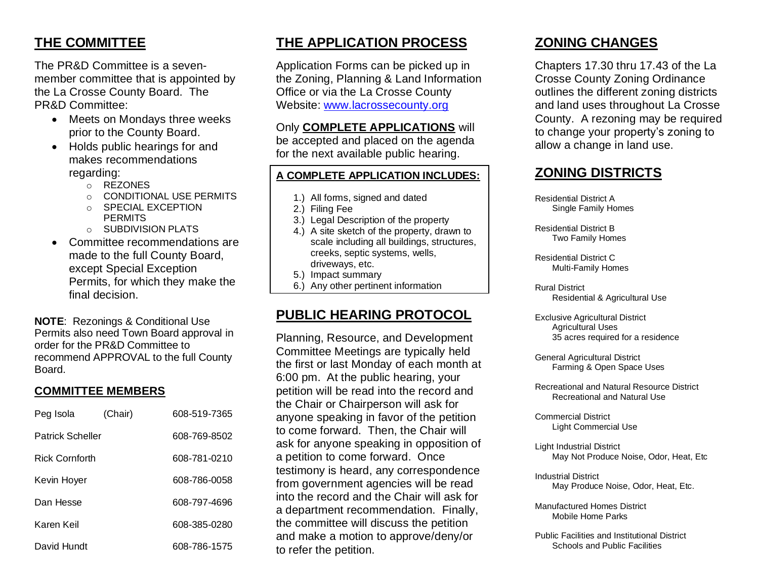## THE COMMITTEE

The PR&D Committee is a seven-member committee that is appointed by the La Crosse County Board. The PR&D Committee:

- Meets on Mondays three weeks prior to the County Board.
- Holds public hearings for and makes recommendations regarding:
  - REZONES
  - CONDITIONAL USE PERMITS
  - SPECIAL EXCEPTION PERMITS
  - SUBDIVISION PLATS
- Committee recommendations are made to the full County Board, except Special Exception Permits, for which they make the final decision.

**NOTE**: Rezonings & Conditional Use Permits also need Town Board approval in order for the PR&D Committee to recommend APPROVAL to the full County Board.

### COMMITTEE MEMBERS

| | | |
|---|---|---|
| Peg Isola | (Chair) | 608-519-7365 |
| Patrick Scheller | | 608-769-8502 |
| Rick Cornforth | | 608-781-0210 |
| Kevin Hoyer | | 608-786-0058 |
| Dan Hesse | | 608-797-4696 |
| Karen Keil | | 608-385-0280 |
| David Hundt | | 608-786-1575 |

## THE APPLICATION PROCESS

Application Forms can be picked up in the Zoning, Planning & Land Information Office or via the La Crosse County Website: www.lacrossecounty.org

Only **COMPLETE APPLICATIONS** will be accepted and placed on the agenda for the next available public hearing.

**A COMPLETE APPLICATION INCLUDES:**

1.) All forms, signed and dated
2.) Filing Fee
3.) Legal Description of the property
4.) A site sketch of the property, drawn to scale including all buildings, structures, creeks, septic systems, wells, driveways, etc.
5.) Impact summary
6.) Any other pertinent information

## PUBLIC HEARING PROTOCOL

Planning, Resource, and Development Committee Meetings are typically held the first or last Monday of each month at 6:00 pm. At the public hearing, your petition will be read into the record and the Chair or Chairperson will ask for anyone speaking in favor of the petition to come forward. Then, the Chair will ask for anyone speaking in opposition of a petition to come forward. Once testimony is heard, any correspondence from government agencies will be read into the record and the Chair will ask for a department recommendation. Finally, the committee will discuss the petition and make a motion to approve/deny/or to refer the petition.

## ZONING CHANGES

Chapters 17.30 thru 17.43 of the La Crosse County Zoning Ordinance outlines the different zoning districts and land uses throughout La Crosse County. A rezoning may be required to change your property's zoning to allow a change in land use.

## ZONING DISTRICTS

Residential District A
Single Family Homes

Residential District B
Two Family Homes

Residential District C
Multi-Family Homes

Rural District
Residential & Agricultural Use

Exclusive Agricultural District
Agricultural Uses
35 acres required for a residence

General Agricultural District
Farming & Open Space Uses

Recreational and Natural Resource District
Recreational and Natural Use

Commercial District
Light Commercial Use

Light Industrial District
May Not Produce Noise, Odor, Heat, Etc

Industrial District
May Produce Noise, Odor, Heat, Etc.

Manufactured Homes District
Mobile Home Parks

Public Facilities and Institutional District
Schools and Public Facilities